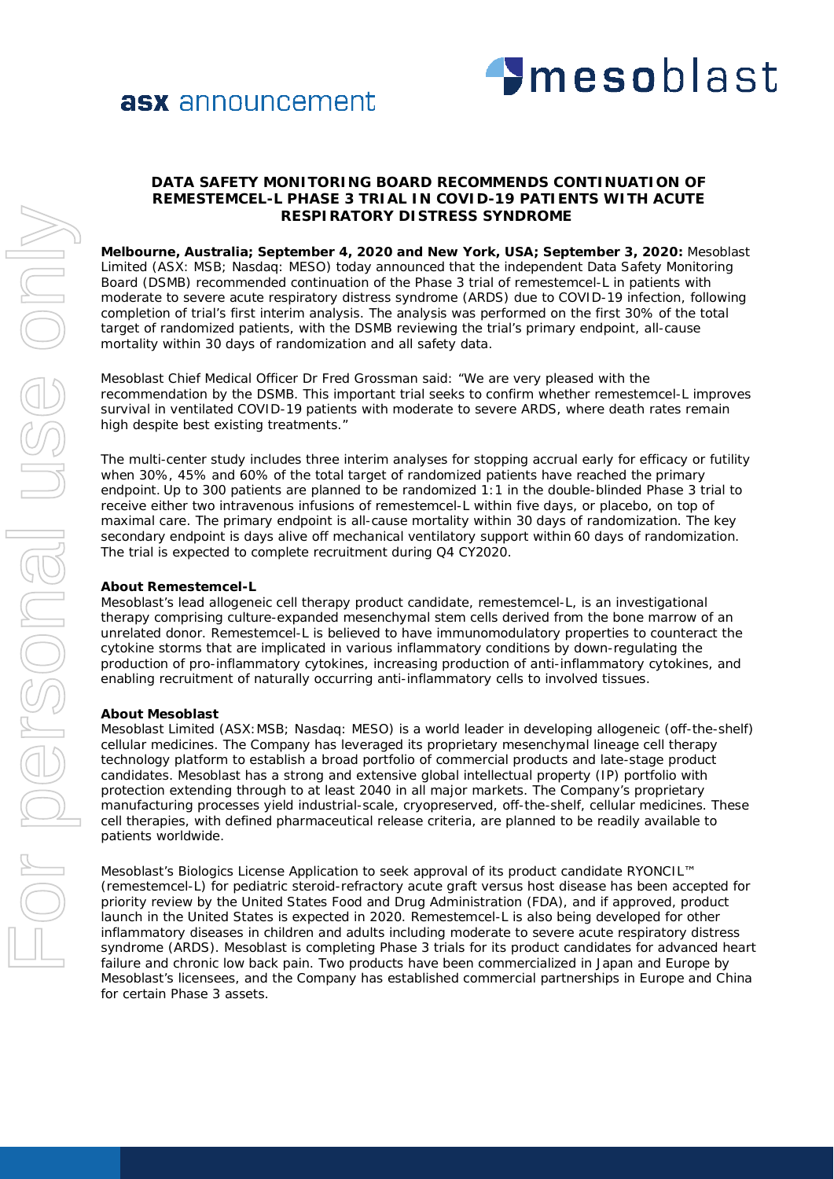asx announcement

mesoblast

# DATA SAFETY MONITORING BOARD RECOMMENDS CONTINUATION OF REMESTEMCEL-L PHASE 3 TRIAL IN COVID-19 PATIENTS WITH ACUTE RESPIRATORY DISTRESS SYNDROME

**Melbourne, Australia; September 4, 2020 and New York, USA; September 3, 2020:** Mesoblast Limited (ASX: MSB; Nasdaq: MESO) today announced that the independent Data Safety Monitoring Board (DSMB) recommended continuation of the Phase 3 trial of remestemcel-L in patients with moderate to severe acute respiratory distress syndrome (ARDS) due to COVID-19 infection, following completion of trial's first interim analysis. The analysis was performed on the first 30% of the total target of randomized patients, with the DSMB reviewing the trial's primary endpoint, all-cause mortality within 30 days of randomization and all safety data.

Mesoblast Chief Medical Officer Dr Fred Grossman said: "We are very pleased with the recommendation by the DSMB. This important trial seeks to confirm whether remestemcel-L improves survival in ventilated COVID-19 patients with moderate to severe ARDS, where death rates remain high despite best existing treatments."

The multi-center study includes three interim analyses for stopping accrual early for efficacy or futility when 30%, 45% and 60% of the total target of randomized patients have reached the primary endpoint. Up to 300 patients are planned to be randomized 1:1 in the double-blinded Phase 3 trial to receive either two intravenous infusions of remestemcel-L within five days, or placebo, on top of maximal care. The primary endpoint is all-cause mortality within 30 days of randomization. The key secondary endpoint is days alive off mechanical ventilatory support within 60 days of randomization. The trial is expected to complete recruitment during Q4 CY2020.

**About Remestemcel-L**

Mesoblast's lead allogeneic cell therapy product candidate, remestemcel-L, is an investigational therapy comprising culture-expanded mesenchymal stem cells derived from the bone marrow of an unrelated donor. Remestemcel-L is believed to have immunomodulatory properties to counteract the cytokine storms that are implicated in various inflammatory conditions by down-regulating the production of pro-inflammatory cytokines, increasing production of anti-inflammatory cytokines, and enabling recruitment of naturally occurring anti-inflammatory cells to involved tissues.

**About Mesoblast**

Mesoblast Limited (ASX:MSB; Nasdaq: MESO) is a world leader in developing allogeneic (off-the-shelf) cellular medicines. The Company has leveraged its proprietary mesenchymal lineage cell therapy technology platform to establish a broad portfolio of commercial products and late-stage product candidates. Mesoblast has a strong and extensive global intellectual property (IP) portfolio with protection extending through to at least 2040 in all major markets. The Company's proprietary manufacturing processes yield industrial-scale, cryopreserved, off-the-shelf, cellular medicines. These cell therapies, with defined pharmaceutical release criteria, are planned to be readily available to patients worldwide.

Mesoblast's Biologics License Application to seek approval of its product candidate RYONCIL™ (remestemcel-L) for pediatric steroid-refractory acute graft versus host disease has been accepted for priority review by the United States Food and Drug Administration (FDA), and if approved, product launch in the United States is expected in 2020. Remestemcel-L is also being developed for other inflammatory diseases in children and adults including moderate to severe acute respiratory distress syndrome (ARDS). Mesoblast is completing Phase 3 trials for its product candidates for advanced heart failure and chronic low back pain. Two products have been commercialized in Japan and Europe by Mesoblast's licensees, and the Company has established commercial partnerships in Europe and China for certain Phase 3 assets.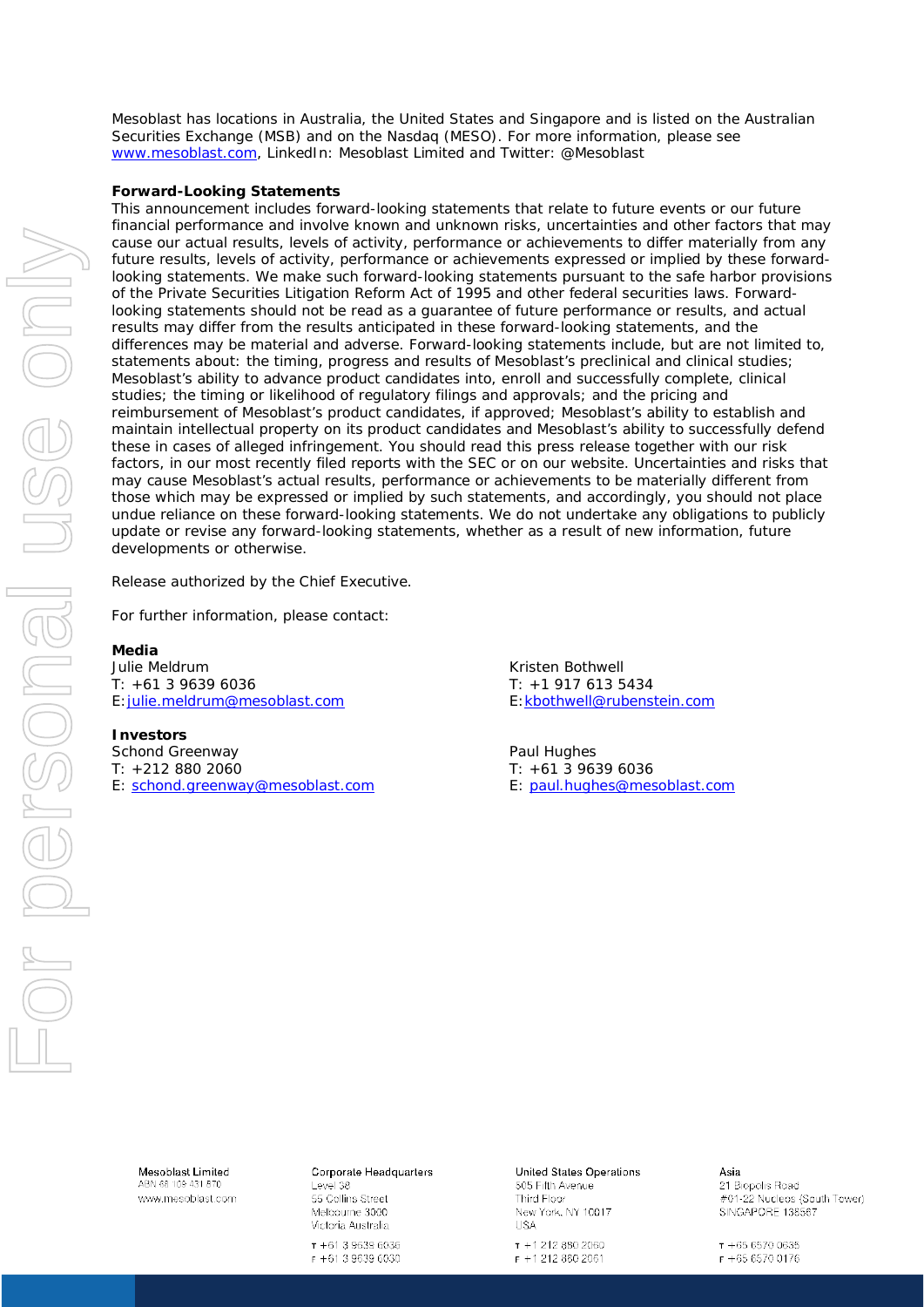Mesoblast has locations in Australia, the United States and Singapore and is listed on the Australian Securities Exchange (MSB) and on the Nasdaq (MESO). For more information, please see www.mesoblast.com, LinkedIn: Mesoblast Limited and Twitter: @Mesoblast

**Forward-Looking Statements**

This announcement includes forward-looking statements that relate to future events or our future financial performance and involve known and unknown risks, uncertainties and other factors that may cause our actual results, levels of activity, performance or achievements to differ materially from any future results, levels of activity, performance or achievements expressed or implied by these forward-looking statements. We make such forward-looking statements pursuant to the safe harbor provisions of the Private Securities Litigation Reform Act of 1995 and other federal securities laws. Forward-looking statements should not be read as a guarantee of future performance or results, and actual results may differ from the results anticipated in these forward-looking statements, and the differences may be material and adverse. Forward-looking statements include, but are not limited to, statements about: the timing, progress and results of Mesoblast's preclinical and clinical studies; Mesoblast's ability to advance product candidates into, enroll and successfully complete, clinical studies; the timing or likelihood of regulatory filings and approvals; and the pricing and reimbursement of Mesoblast's product candidates, if approved; Mesoblast's ability to establish and maintain intellectual property on its product candidates and Mesoblast's ability to successfully defend these in cases of alleged infringement. You should read this press release together with our risk factors, in our most recently filed reports with the SEC or on our website. Uncertainties and risks that may cause Mesoblast's actual results, performance or achievements to be materially different from those which may be expressed or implied by such statements, and accordingly, you should not place undue reliance on these forward-looking statements. We do not undertake any obligations to publicly update or revise any forward-looking statements, whether as a result of new information, future developments or otherwise.

Release authorized by the Chief Executive.

For further information, please contact:

**Media**

Julie Meldrum
T: +61 3 9639 6036
E: julie.meldrum@mesoblast.com

Kristen Bothwell
T: +1 917 613 5434
E: kbothwell@rubenstein.com

**Investors**

Schond Greenway
T: +212 880 2060
E: schond.greenway@mesoblast.com

Paul Hughes
T: +61 3 9639 6036
E: paul.hughes@mesoblast.com

Mesoblast Limited
ABN 68 109 431 870
www.mesoblast.com

Corporate Headquarters
Level 38
55 Collins Street
Melbourne 3000
Victoria Australia
T +61 3 9639 6036
F +61 3 9639 6030

United States Operations
505 Fifth Avenue
Third Floor
New York, NY 10017
USA
T +1 212 880 2060
F +1 212 880 2061

Asia
21 Biopolis Road
#01-22 Nucleos (South Tower)
SINGAPORE 138567
T +65 6570 0635
F +65 6570 0176